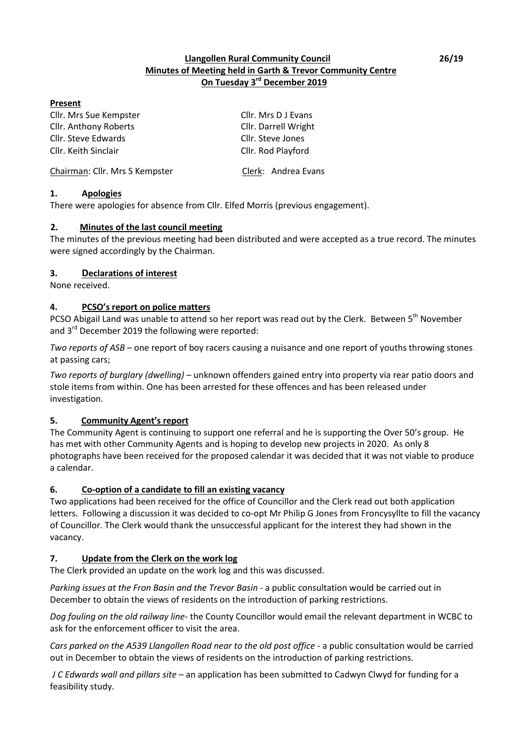**Llangollen Rural Community Council**
**Minutes of Meeting held in Garth & Trevor Community Centre**
**On Tuesday 3rd December 2019**

26/19

**Present**

| | |
|---|---|
| Cllr. Mrs Sue Kempster | Cllr. Mrs D J Evans |
| Cllr. Anthony Roberts | Cllr. Darrell Wright |
| Cllr. Steve Edwards | Cllr. Steve Jones |
| Cllr. Keith Sinclair | Cllr. Rod Playford |

Chairman: Cllr. Mrs S Kempster    Clerk: Andrea Evans

## 1. Apologies

There were apologies for absence from Cllr. Elfed Morris (previous engagement).

## 2. Minutes of the last council meeting

The minutes of the previous meeting had been distributed and were accepted as a true record. The minutes were signed accordingly by the Chairman.

## 3. Declarations of interest

None received.

## 4. PCSO's report on police matters

PCSO Abigail Land was unable to attend so her report was read out by the Clerk. Between 5th November and 3rd December 2019 the following were reported:

*Two reports of ASB* – one report of boy racers causing a nuisance and one report of youths throwing stones at passing cars;

*Two reports of burglary (dwelling)* – unknown offenders gained entry into property via rear patio doors and stole items from within. One has been arrested for these offences and has been released under investigation.

## 5. Community Agent's report

The Community Agent is continuing to support one referral and he is supporting the Over 50's group. He has met with other Community Agents and is hoping to develop new projects in 2020. As only 8 photographs have been received for the proposed calendar it was decided that it was not viable to produce a calendar.

## 6. Co-option of a candidate to fill an existing vacancy

Two applications had been received for the office of Councillor and the Clerk read out both application letters. Following a discussion it was decided to co-opt Mr Philip G Jones from Froncysyllte to fill the vacancy of Councillor. The Clerk would thank the unsuccessful applicant for the interest they had shown in the vacancy.

## 7. Update from the Clerk on the work log

The Clerk provided an update on the work log and this was discussed.

*Parking issues at the Fron Basin and the Trevor Basin* - a public consultation would be carried out in December to obtain the views of residents on the introduction of parking restrictions.

*Dog fouling on the old railway line*- the County Councillor would email the relevant department in WCBC to ask for the enforcement officer to visit the area.

*Cars parked on the A539 Llangollen Road near to the old post office* - a public consultation would be carried out in December to obtain the views of residents on the introduction of parking restrictions.

*J C Edwards wall and pillars site* – an application has been submitted to Cadwyn Clwyd for funding for a feasibility study.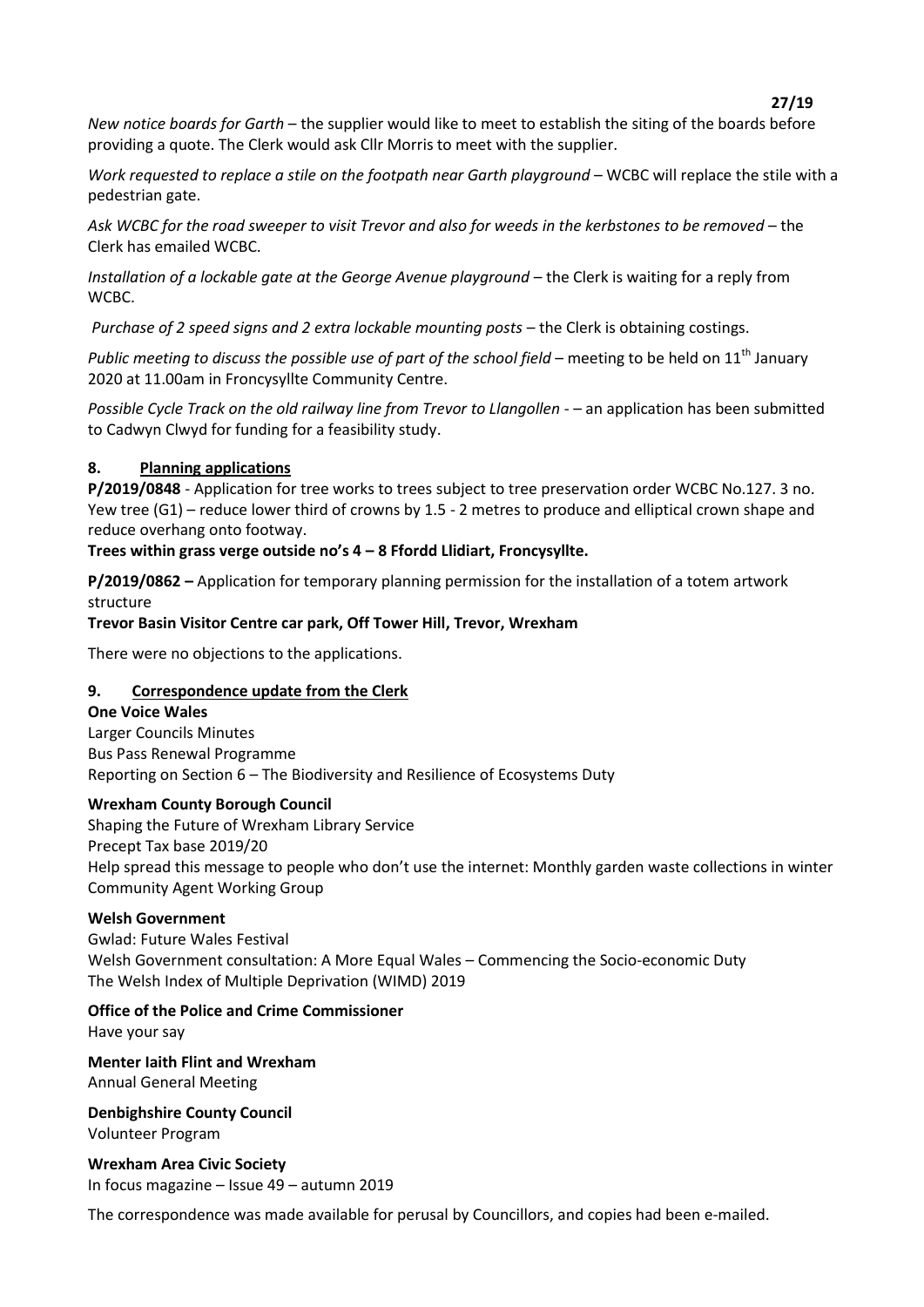*New notice boards for Garth* – the supplier would like to meet to establish the siting of the boards before providing a quote. The Clerk would ask Cllr Morris to meet with the supplier.

*Work requested to replace a stile on the footpath near Garth playground* – WCBC will replace the stile with a pedestrian gate.

*Ask WCBC for the road sweeper to visit Trevor and also for weeds in the kerbstones to be removed* – the Clerk has emailed WCBC.

*Installation of a lockable gate at the George Avenue playground* – the Clerk is waiting for a reply from WCBC.

*Purchase of 2 speed signs and 2 extra lockable mounting posts* – the Clerk is obtaining costings.

*Public meeting to discuss the possible use of part of the school field* – meeting to be held on 11th January 2020 at 11.00am in Froncysyllte Community Centre.

*Possible Cycle Track on the old railway line from Trevor to Llangollen* - – an application has been submitted to Cadwyn Clwyd for funding for a feasibility study.

## 8. Planning applications

**P/2019/0848** - Application for tree works to trees subject to tree preservation order WCBC No.127. 3 no. Yew tree (G1) – reduce lower third of crowns by 1.5 - 2 metres to produce and elliptical crown shape and reduce overhang onto footway.

**Trees within grass verge outside no's 4 – 8 Ffordd Llidiart, Froncysyllte.**

**P/2019/0862 –** Application for temporary planning permission for the installation of a totem artwork structure

**Trevor Basin Visitor Centre car park, Off Tower Hill, Trevor, Wrexham**

There were no objections to the applications.

## 9. Correspondence update from the Clerk

**One Voice Wales**
Larger Councils Minutes
Bus Pass Renewal Programme
Reporting on Section 6 – The Biodiversity and Resilience of Ecosystems Duty

**Wrexham County Borough Council**
Shaping the Future of Wrexham Library Service
Precept Tax base 2019/20
Help spread this message to people who don't use the internet: Monthly garden waste collections in winter
Community Agent Working Group

**Welsh Government**
Gwlad: Future Wales Festival
Welsh Government consultation: A More Equal Wales – Commencing the Socio-economic Duty
The Welsh Index of Multiple Deprivation (WIMD) 2019

**Office of the Police and Crime Commissioner**
Have your say

**Menter Iaith Flint and Wrexham**
Annual General Meeting

**Denbighshire County Council**
Volunteer Program

**Wrexham Area Civic Society**
In focus magazine – Issue 49 – autumn 2019

The correspondence was made available for perusal by Councillors, and copies had been e-mailed.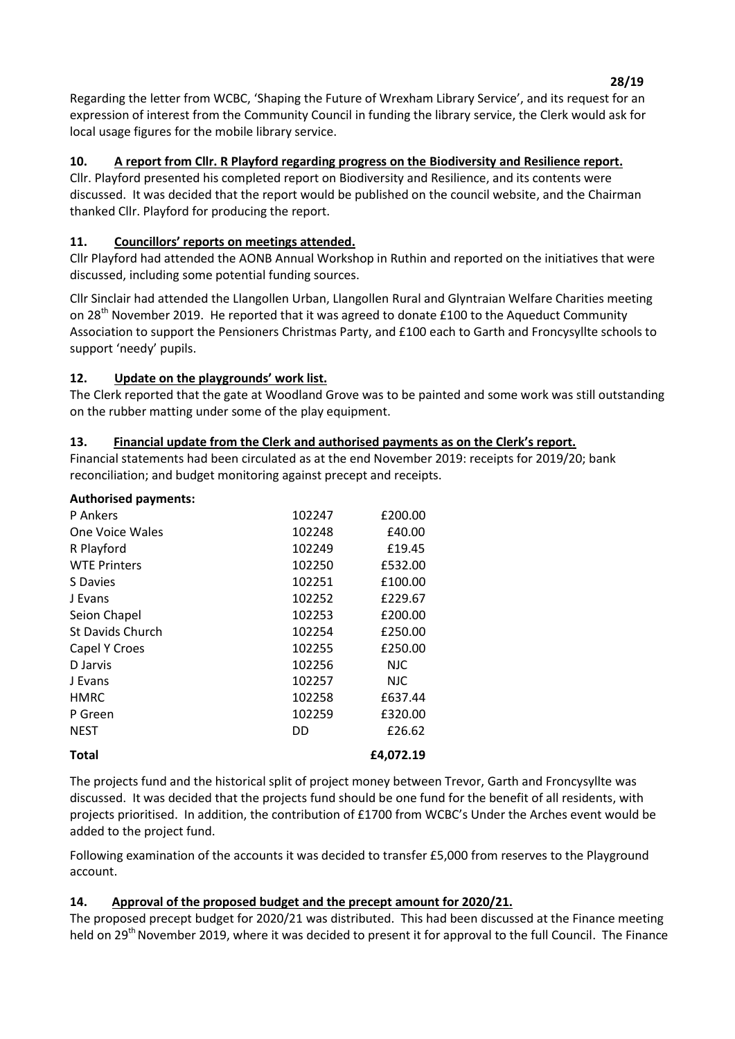Regarding the letter from WCBC, 'Shaping the Future of Wrexham Library Service', and its request for an expression of interest from the Community Council in funding the library service, the Clerk would ask for local usage figures for the mobile library service.

## 10. A report from Cllr. R Playford regarding progress on the Biodiversity and Resilience report.

Cllr. Playford presented his completed report on Biodiversity and Resilience, and its contents were discussed. It was decided that the report would be published on the council website, and the Chairman thanked Cllr. Playford for producing the report.

## 11. Councillors' reports on meetings attended.

Cllr Playford had attended the AONB Annual Workshop in Ruthin and reported on the initiatives that were discussed, including some potential funding sources.

Cllr Sinclair had attended the Llangollen Urban, Llangollen Rural and Glyntraian Welfare Charities meeting on 28th November 2019. He reported that it was agreed to donate £100 to the Aqueduct Community Association to support the Pensioners Christmas Party, and £100 each to Garth and Froncysyllte schools to support 'needy' pupils.

## 12. Update on the playgrounds' work list.

The Clerk reported that the gate at Woodland Grove was to be painted and some work was still outstanding on the rubber matting under some of the play equipment.

## 13. Financial update from the Clerk and authorised payments as on the Clerk's report.

Financial statements had been circulated as at the end November 2019: receipts for 2019/20; bank reconciliation; and budget monitoring against precept and receipts.

**Authorised payments:**

| | | |
|---|---|---|
| P Ankers | 102247 | £200.00 |
| One Voice Wales | 102248 | £40.00 |
| R Playford | 102249 | £19.45 |
| WTE Printers | 102250 | £532.00 |
| S Davies | 102251 | £100.00 |
| J Evans | 102252 | £229.67 |
| Seion Chapel | 102253 | £200.00 |
| St Davids Church | 102254 | £250.00 |
| Capel Y Croes | 102255 | £250.00 |
| D Jarvis | 102256 | NJC |
| J Evans | 102257 | NJC |
| HMRC | 102258 | £637.44 |
| P Green | 102259 | £320.00 |
| NEST | DD | £26.62 |
| **Total** | | **£4,072.19** |

The projects fund and the historical split of project money between Trevor, Garth and Froncysyllte was discussed. It was decided that the projects fund should be one fund for the benefit of all residents, with projects prioritised. In addition, the contribution of £1700 from WCBC's Under the Arches event would be added to the project fund.

Following examination of the accounts it was decided to transfer £5,000 from reserves to the Playground account.

## 14. Approval of the proposed budget and the precept amount for 2020/21.

The proposed precept budget for 2020/21 was distributed. This had been discussed at the Finance meeting held on 29th November 2019, where it was decided to present it for approval to the full Council. The Finance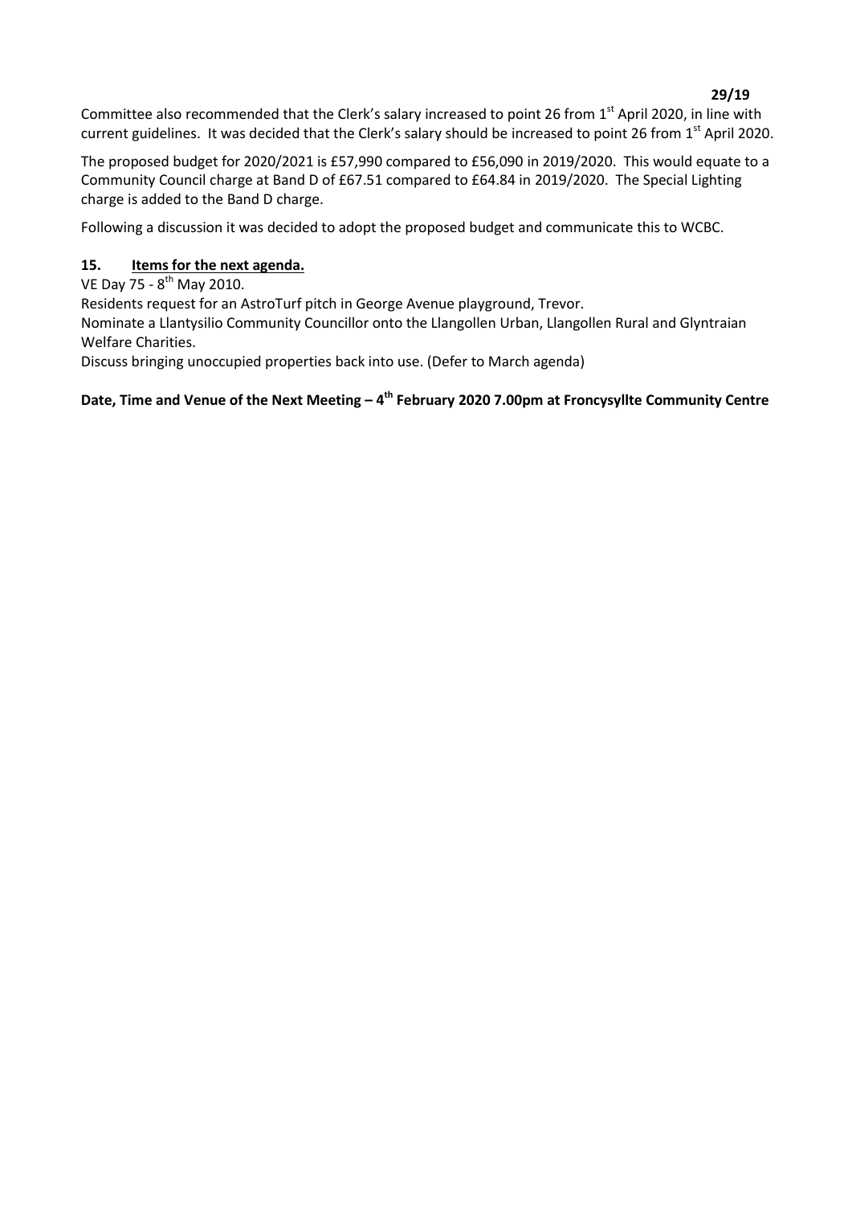Committee also recommended that the Clerk's salary increased to point 26 from 1st April 2020, in line with current guidelines. It was decided that the Clerk's salary should be increased to point 26 from 1st April 2020.

The proposed budget for 2020/2021 is £57,990 compared to £56,090 in 2019/2020. This would equate to a Community Council charge at Band D of £67.51 compared to £64.84 in 2019/2020. The Special Lighting charge is added to the Band D charge.

Following a discussion it was decided to adopt the proposed budget and communicate this to WCBC.

## 15. Items for the next agenda.

VE Day 75 - 8th May 2010.

Residents request for an AstroTurf pitch in George Avenue playground, Trevor.

Nominate a Llantysilio Community Councillor onto the Llangollen Urban, Llangollen Rural and Glyntraian Welfare Charities.

Discuss bringing unoccupied properties back into use. (Defer to March agenda)

**Date, Time and Venue of the Next Meeting – 4th February 2020 7.00pm at Froncysyllte Community Centre**